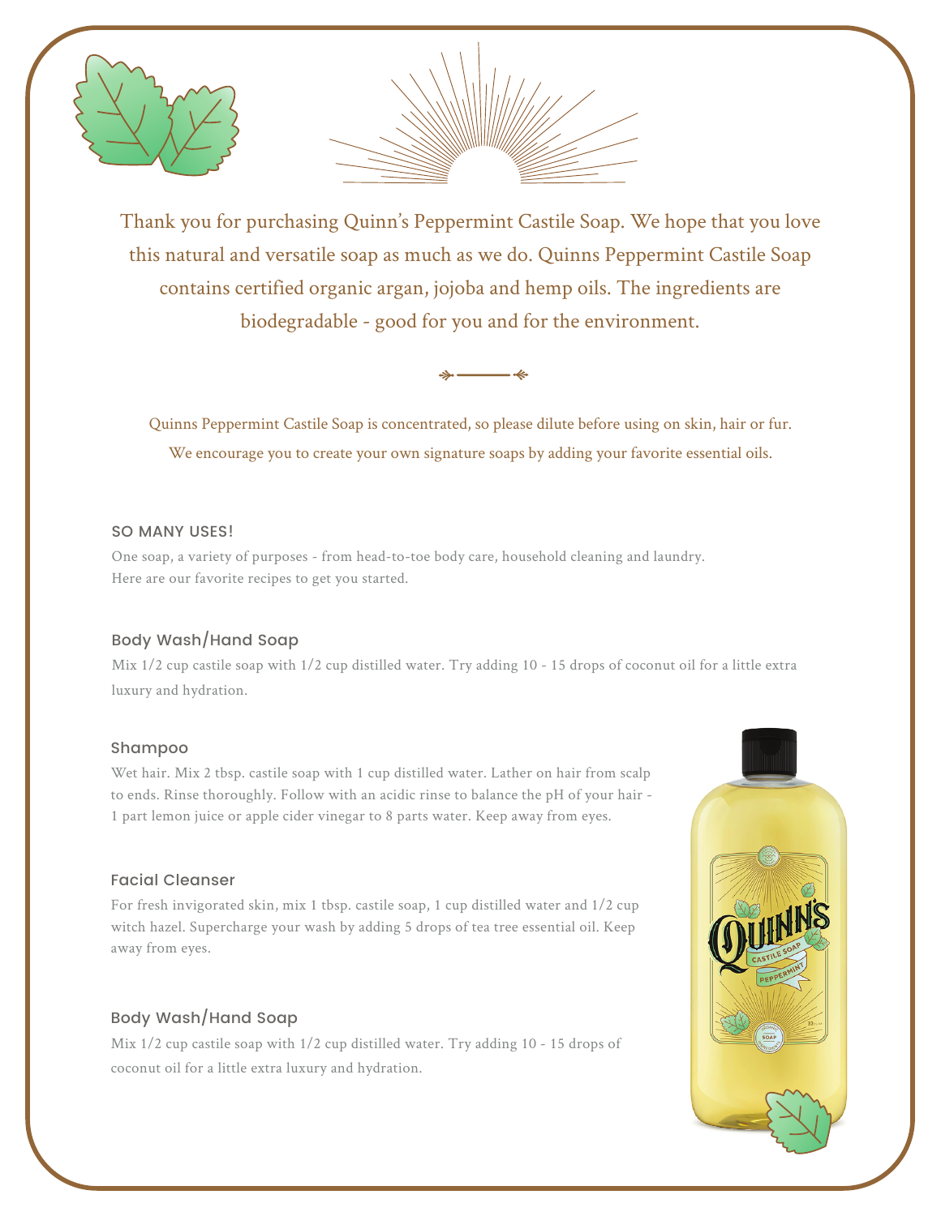Thank you for purchasing Quinn's Peppermint Castile Soap. We hope that you love this natural and versatile soap as much as we do. Quinns Peppermint Castile Soap contains certified organic argan, jojoba and hemp oils. The ingredients are biodegradable - good for you and for the environment.

Quinns Peppermint Castile Soap is concentrated, so please dilute before using on skin, hair or fur.
We encourage you to create your own signature soaps by adding your favorite essential oils.

## SO MANY USES!

One soap, a variety of purposes - from head-to-toe body care, household cleaning and laundry.
Here are our favorite recipes to get you started.

### Body Wash/Hand Soap

Mix 1/2 cup castile soap with 1/2 cup distilled water. Try adding 10 - 15 drops of coconut oil for a little extra luxury and hydration.

### Shampoo

Wet hair. Mix 2 tbsp. castile soap with 1 cup distilled water. Lather on hair from scalp to ends. Rinse thoroughly. Follow with an acidic rinse to balance the pH of your hair - 1 part lemon juice or apple cider vinegar to 8 parts water. Keep away from eyes.

### Facial Cleanser

For fresh invigorated skin, mix 1 tbsp. castile soap, 1 cup distilled water and 1/2 cup witch hazel. Supercharge your wash by adding 5 drops of tea tree essential oil. Keep away from eyes.

### Body Wash/Hand Soap

Mix 1/2 cup castile soap with 1/2 cup distilled water. Try adding 10 - 15 drops of coconut oil for a little extra luxury and hydration.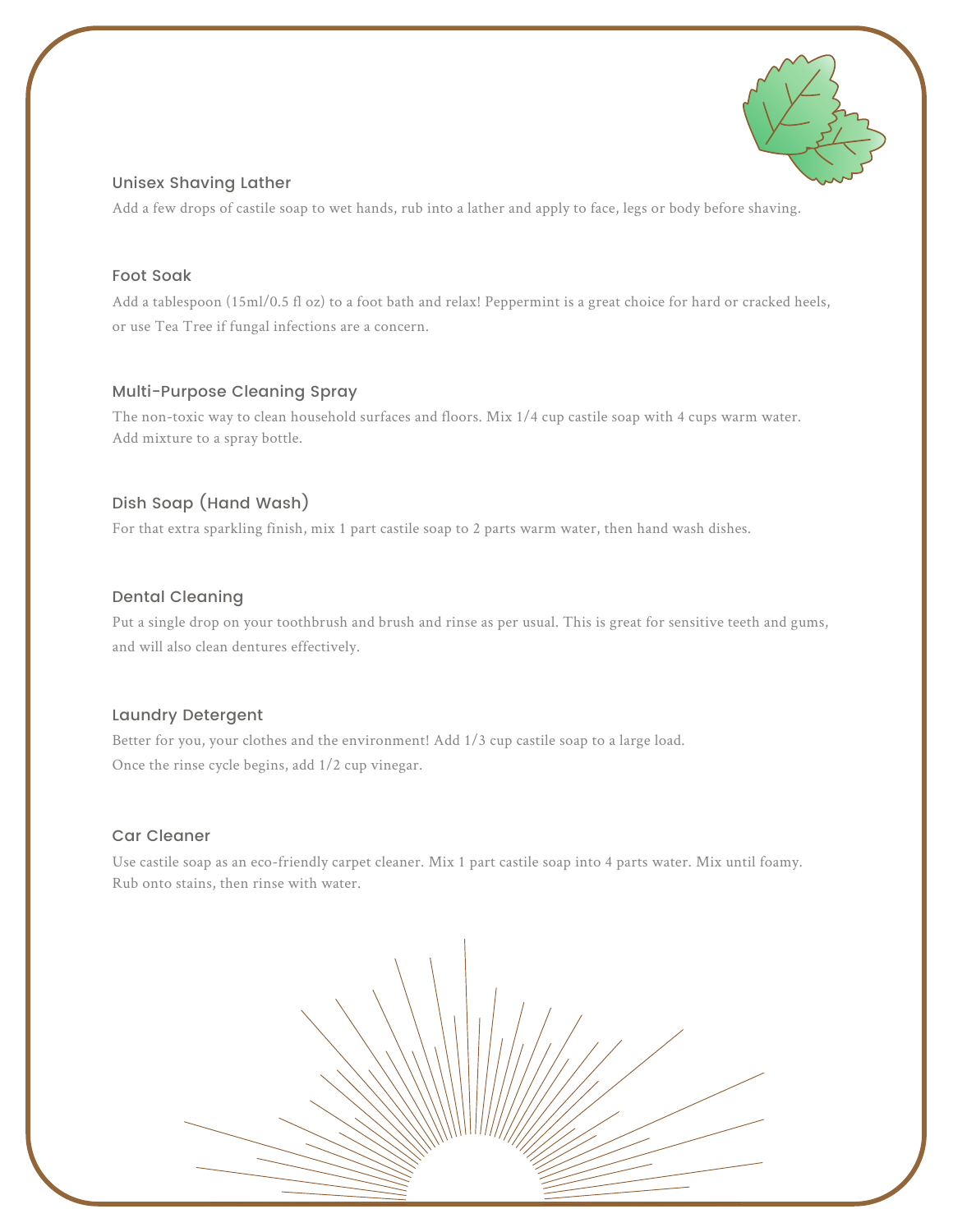### Unisex Shaving Lather

Add a few drops of castile soap to wet hands, rub into a lather and apply to face, legs or body before shaving.

### Foot Soak

Add a tablespoon (15ml/0.5 fl oz) to a foot bath and relax! Peppermint is a great choice for hard or cracked heels, or use Tea Tree if fungal infections are a concern.

### Multi-Purpose Cleaning Spray

The non-toxic way to clean household surfaces and floors. Mix 1/4 cup castile soap with 4 cups warm water. Add mixture to a spray bottle.

### Dish Soap (Hand Wash)

For that extra sparkling finish, mix 1 part castile soap to 2 parts warm water, then hand wash dishes.

### Dental Cleaning

Put a single drop on your toothbrush and brush and rinse as per usual. This is great for sensitive teeth and gums, and will also clean dentures effectively.

### Laundry Detergent

Better for you, your clothes and the environment! Add 1/3 cup castile soap to a large load.
Once the rinse cycle begins, add 1/2 cup vinegar.

### Car Cleaner

Use castile soap as an eco-friendly carpet cleaner. Mix 1 part castile soap into 4 parts water. Mix until foamy. Rub onto stains, then rinse with water.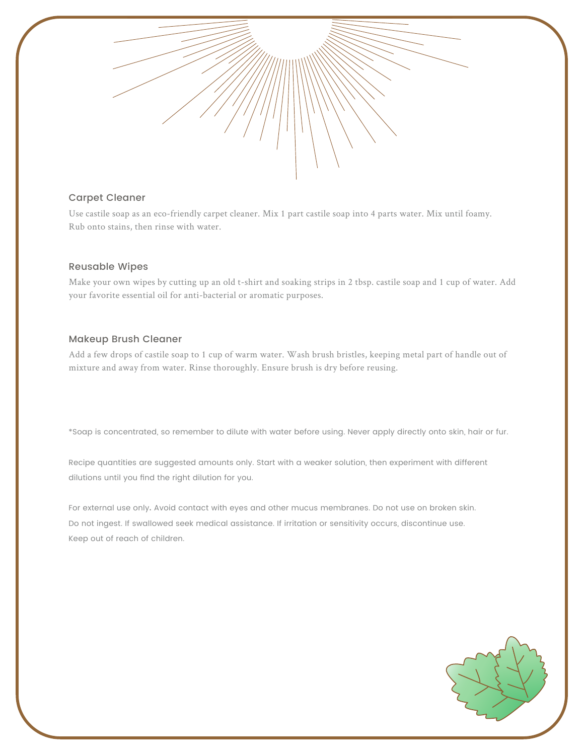### Carpet Cleaner

Use castile soap as an eco-friendly carpet cleaner. Mix 1 part castile soap into 4 parts water. Mix until foamy. Rub onto stains, then rinse with water.

### Reusable Wipes

Make your own wipes by cutting up an old t-shirt and soaking strips in 2 tbsp. castile soap and 1 cup of water. Add your favorite essential oil for anti-bacterial or aromatic purposes.

### Makeup Brush Cleaner

Add a few drops of castile soap to 1 cup of warm water. Wash brush bristles, keeping metal part of handle out of mixture and away from water. Rinse thoroughly. Ensure brush is dry before reusing.

*Soap is concentrated, so remember to dilute with water before using. Never apply directly onto skin, hair or fur.

Recipe quantities are suggested amounts only. Start with a weaker solution, then experiment with different dilutions until you find the right dilution for you.

For external use only. Avoid contact with eyes and other mucus membranes. Do not use on broken skin. Do not ingest. If swallowed seek medical assistance. If irritation or sensitivity occurs, discontinue use. Keep out of reach of children.